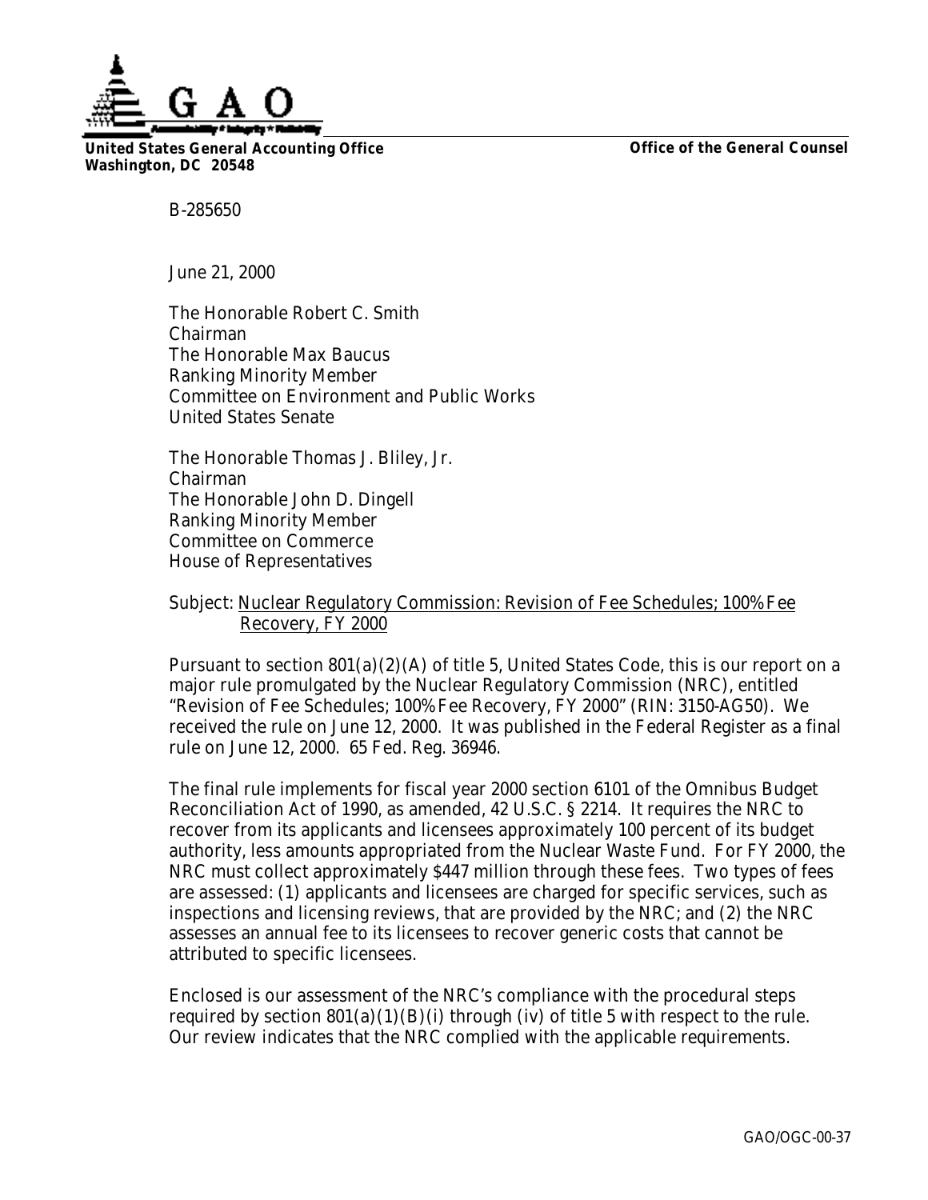**United States General Accounting Office**
**Washington, DC 20548**

**Office of the General Counsel**

B-285650

June 21, 2000

The Honorable Robert C. Smith
Chairman
The Honorable Max Baucus
Ranking Minority Member
Committee on Environment and Public Works
United States Senate

The Honorable Thomas J. Bliley, Jr.
Chairman
The Honorable John D. Dingell
Ranking Minority Member
Committee on Commerce
House of Representatives

Subject: Nuclear Regulatory Commission: Revision of Fee Schedules; 100% Fee Recovery, FY 2000

Pursuant to section 801(a)(2)(A) of title 5, United States Code, this is our report on a major rule promulgated by the Nuclear Regulatory Commission (NRC), entitled "Revision of Fee Schedules; 100% Fee Recovery, FY 2000" (RIN: 3150-AG50). We received the rule on June 12, 2000. It was published in the Federal Register as a final rule on June 12, 2000. 65 Fed. Reg. 36946.

The final rule implements for fiscal year 2000 section 6101 of the Omnibus Budget Reconciliation Act of 1990, as amended, 42 U.S.C. § 2214. It requires the NRC to recover from its applicants and licensees approximately 100 percent of its budget authority, less amounts appropriated from the Nuclear Waste Fund. For FY 2000, the NRC must collect approximately $447 million through these fees. Two types of fees are assessed: (1) applicants and licensees are charged for specific services, such as inspections and licensing reviews, that are provided by the NRC; and (2) the NRC assesses an annual fee to its licensees to recover generic costs that cannot be attributed to specific licensees.

Enclosed is our assessment of the NRC's compliance with the procedural steps required by section 801(a)(1)(B)(i) through (iv) of title 5 with respect to the rule. Our review indicates that the NRC complied with the applicable requirements.

GAO/OGC-00-37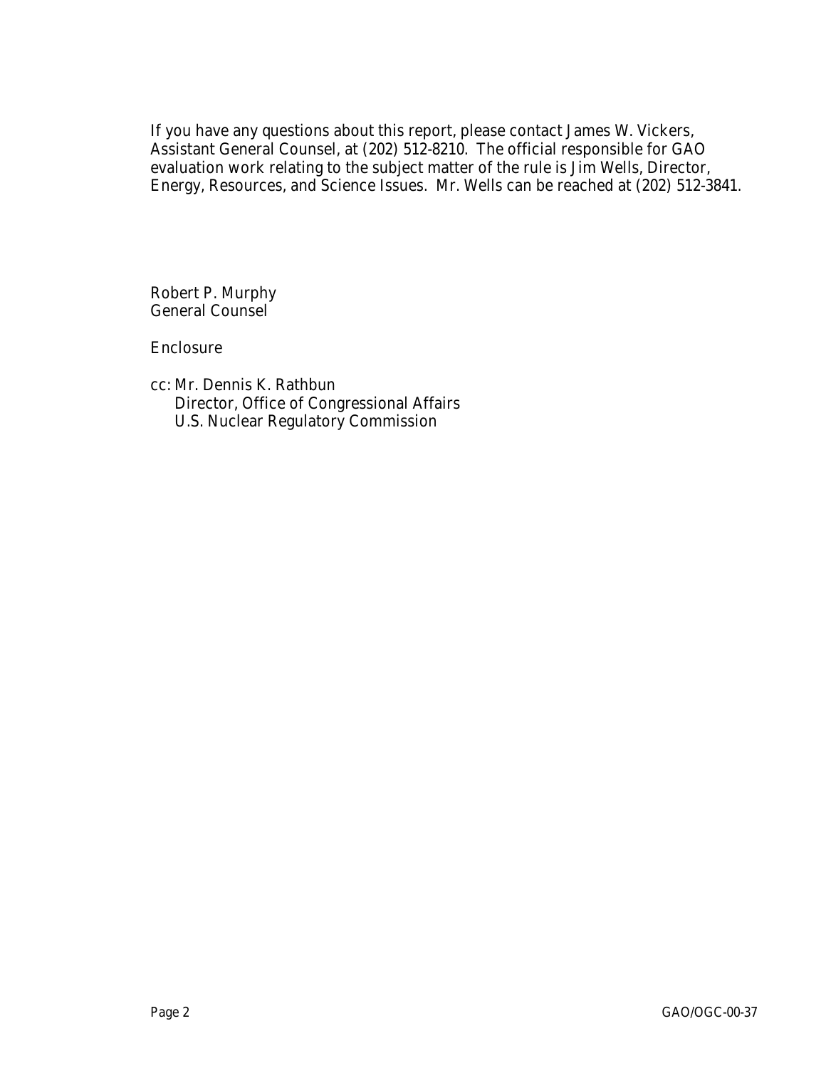If you have any questions about this report, please contact James W. Vickers, Assistant General Counsel, at (202) 512-8210. The official responsible for GAO evaluation work relating to the subject matter of the rule is Jim Wells, Director, Energy, Resources, and Science Issues. Mr. Wells can be reached at (202) 512-3841.

Robert P. Murphy
General Counsel

Enclosure

cc: Mr. Dennis K. Rathbun
Director, Office of Congressional Affairs
U.S. Nuclear Regulatory Commission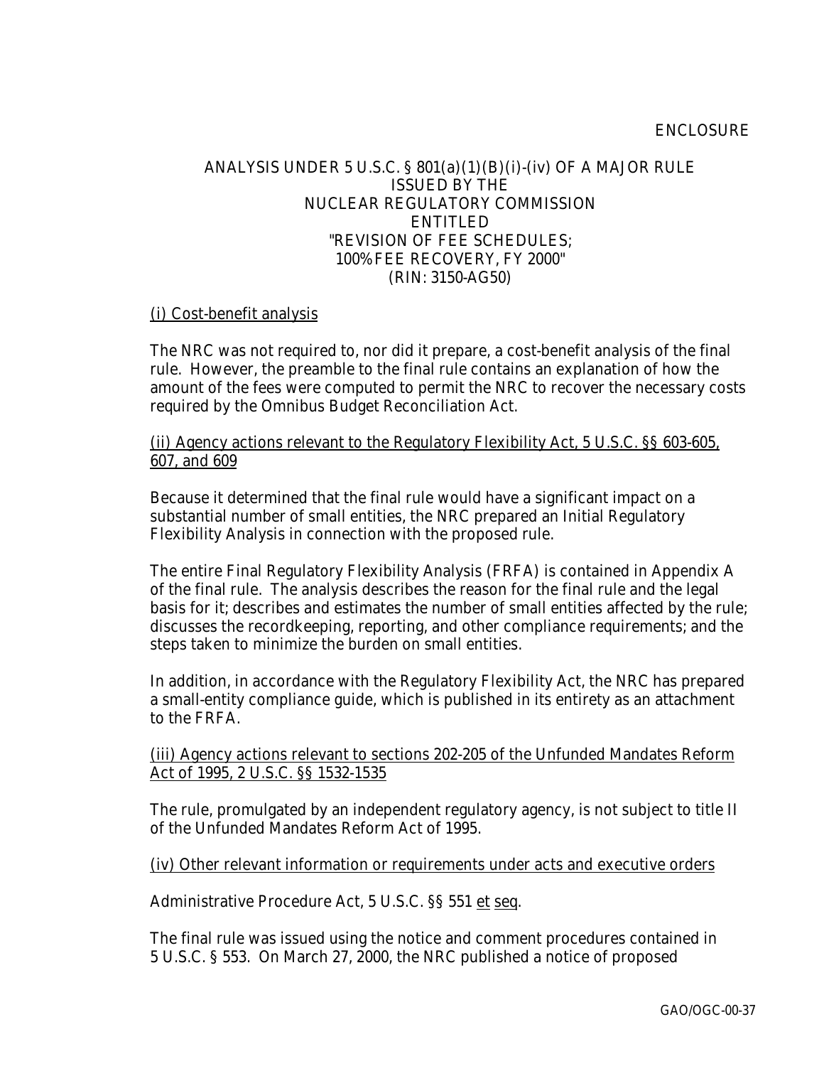ENCLOSURE

ANALYSIS UNDER 5 U.S.C. § 801(a)(1)(B)(i)-(iv) OF A MAJOR RULE ISSUED BY THE NUCLEAR REGULATORY COMMISSION ENTITLED "REVISION OF FEE SCHEDULES; 100% FEE RECOVERY, FY 2000" (RIN: 3150-AG50)

(i) Cost-benefit analysis

The NRC was not required to, nor did it prepare, a cost-benefit analysis of the final rule. However, the preamble to the final rule contains an explanation of how the amount of the fees were computed to permit the NRC to recover the necessary costs required by the Omnibus Budget Reconciliation Act.

(ii) Agency actions relevant to the Regulatory Flexibility Act, 5 U.S.C. §§ 603-605, 607, and 609

Because it determined that the final rule would have a significant impact on a substantial number of small entities, the NRC prepared an Initial Regulatory Flexibility Analysis in connection with the proposed rule.

The entire Final Regulatory Flexibility Analysis (FRFA) is contained in Appendix A of the final rule. The analysis describes the reason for the final rule and the legal basis for it; describes and estimates the number of small entities affected by the rule; discusses the recordkeeping, reporting, and other compliance requirements; and the steps taken to minimize the burden on small entities.

In addition, in accordance with the Regulatory Flexibility Act, the NRC has prepared a small-entity compliance guide, which is published in its entirety as an attachment to the FRFA.

(iii) Agency actions relevant to sections 202-205 of the Unfunded Mandates Reform Act of 1995, 2 U.S.C. §§ 1532-1535

The rule, promulgated by an independent regulatory agency, is not subject to title II of the Unfunded Mandates Reform Act of 1995.

(iv) Other relevant information or requirements under acts and executive orders

Administrative Procedure Act, 5 U.S.C. §§ 551 et seq.

The final rule was issued using the notice and comment procedures contained in 5 U.S.C. § 553. On March 27, 2000, the NRC published a notice of proposed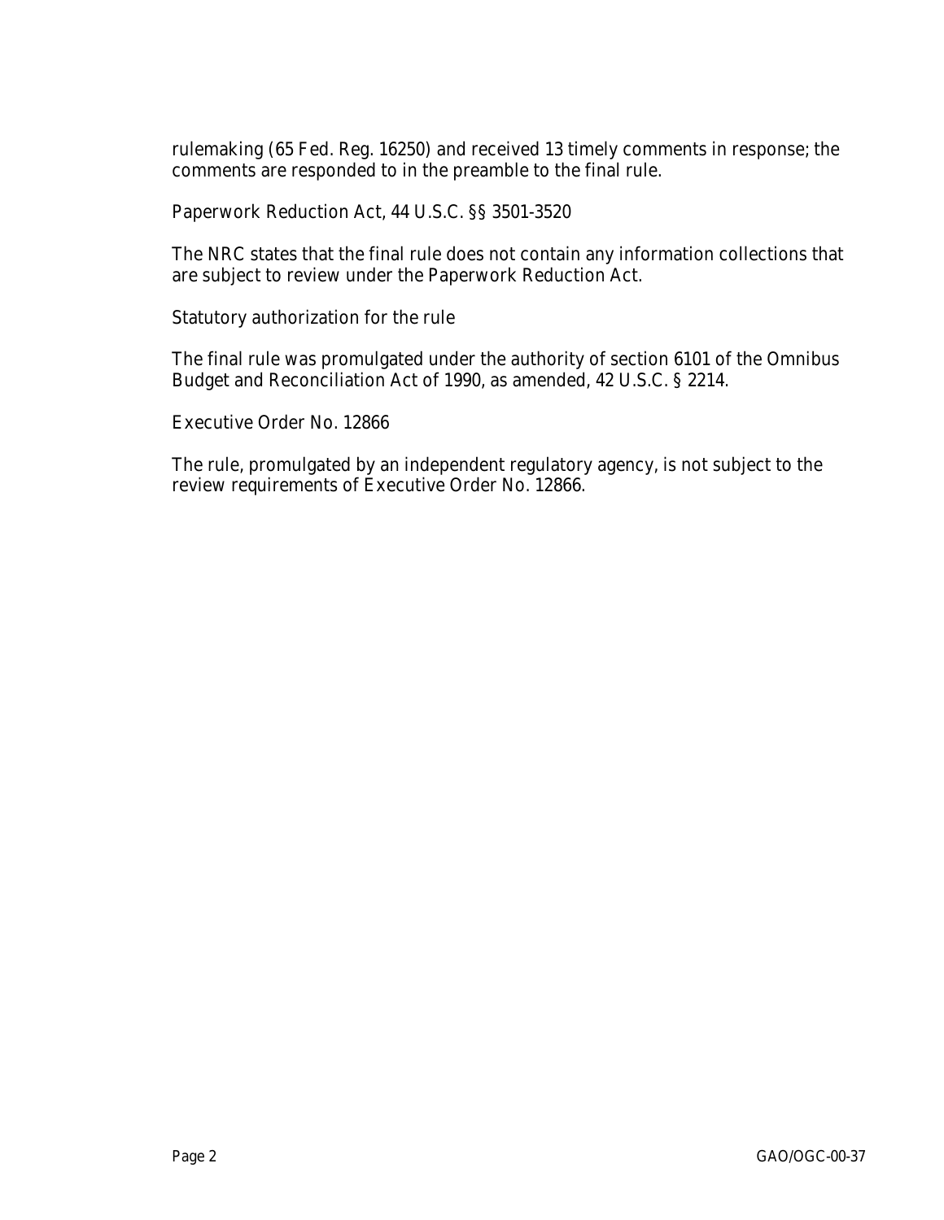rulemaking (65 Fed. Reg. 16250) and received 13 timely comments in response; the comments are responded to in the preamble to the final rule.

Paperwork Reduction Act, 44 U.S.C. §§ 3501-3520

The NRC states that the final rule does not contain any information collections that are subject to review under the Paperwork Reduction Act.

Statutory authorization for the rule

The final rule was promulgated under the authority of section 6101 of the Omnibus Budget and Reconciliation Act of 1990, as amended, 42 U.S.C. § 2214.

Executive Order No. 12866

The rule, promulgated by an independent regulatory agency, is not subject to the review requirements of Executive Order No. 12866.